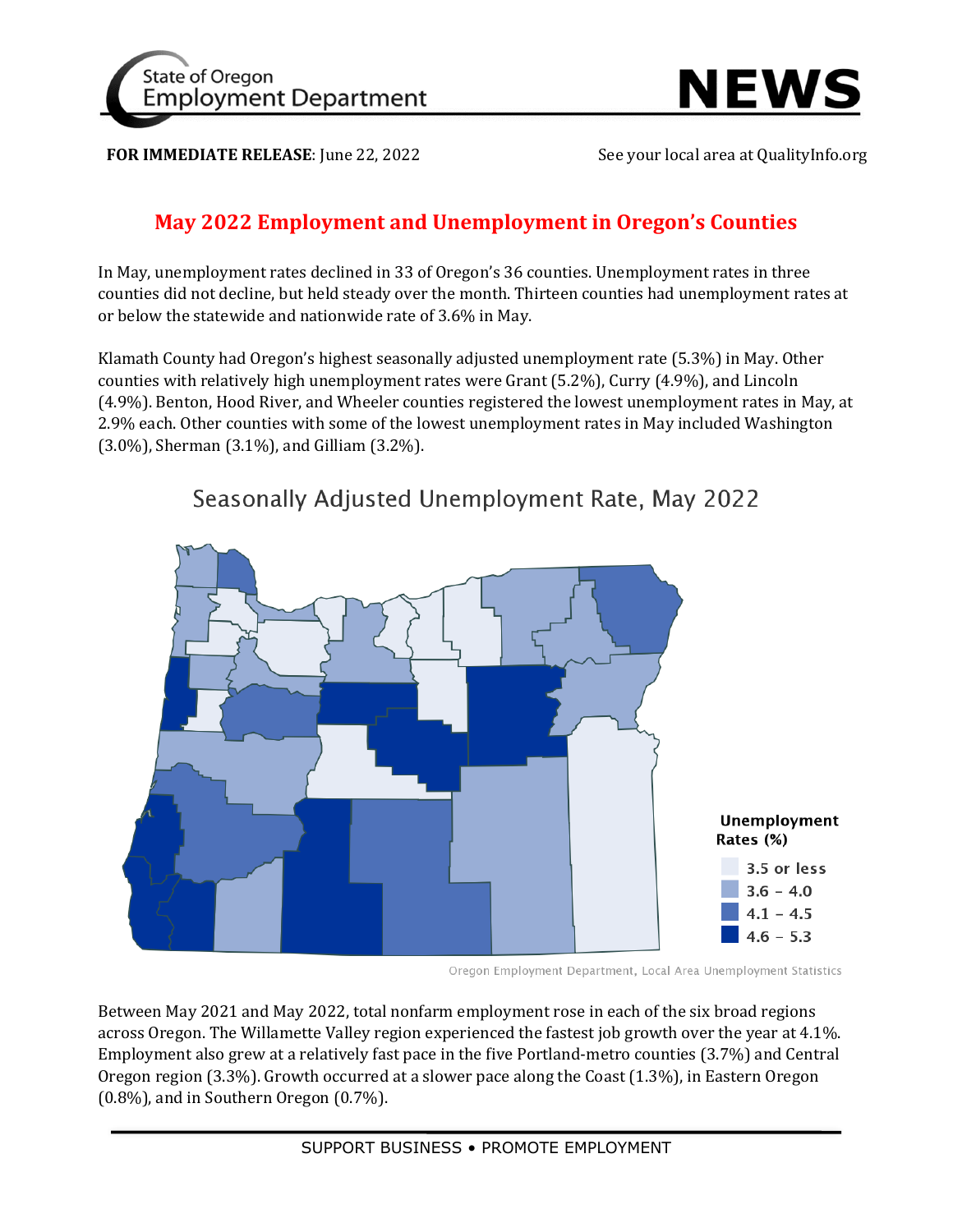State of Oregon Employment Department

# NEWS

**FOR IMMEDIATE RELEASE**: June 22, 2022 See your local area at QualityInfo.org

## May 2022 Employment and Unemployment in Oregon's Counties

In May, unemployment rates declined in 33 of Oregon's 36 counties. Unemployment rates in three counties did not decline, but held steady over the month. Thirteen counties had unemployment rates at or below the statewide and nationwide rate of 3.6% in May.

Klamath County had Oregon's highest seasonally adjusted unemployment rate (5.3%) in May. Other counties with relatively high unemployment rates were Grant (5.2%), Curry (4.9%), and Lincoln (4.9%). Benton, Hood River, and Wheeler counties registered the lowest unemployment rates in May, at 2.9% each. Other counties with some of the lowest unemployment rates in May included Washington (3.0%), Sherman (3.1%), and Gilliam (3.2%).

Seasonally Adjusted Unemployment Rate, May 2022

Unemployment Rates (%)

- 3.5 or less
- 3.6 – 4.0
- 4.1 – 4.5
- 4.6 – 5.3

Oregon Employment Department, Local Area Unemployment Statistics

Between May 2021 and May 2022, total nonfarm employment rose in each of the six broad regions across Oregon. The Willamette Valley region experienced the fastest job growth over the year at 4.1%. Employment also grew at a relatively fast pace in the five Portland-metro counties (3.7%) and Central Oregon region (3.3%). Growth occurred at a slower pace along the Coast (1.3%), in Eastern Oregon (0.8%), and in Southern Oregon (0.7%).

SUPPORT BUSINESS • PROMOTE EMPLOYMENT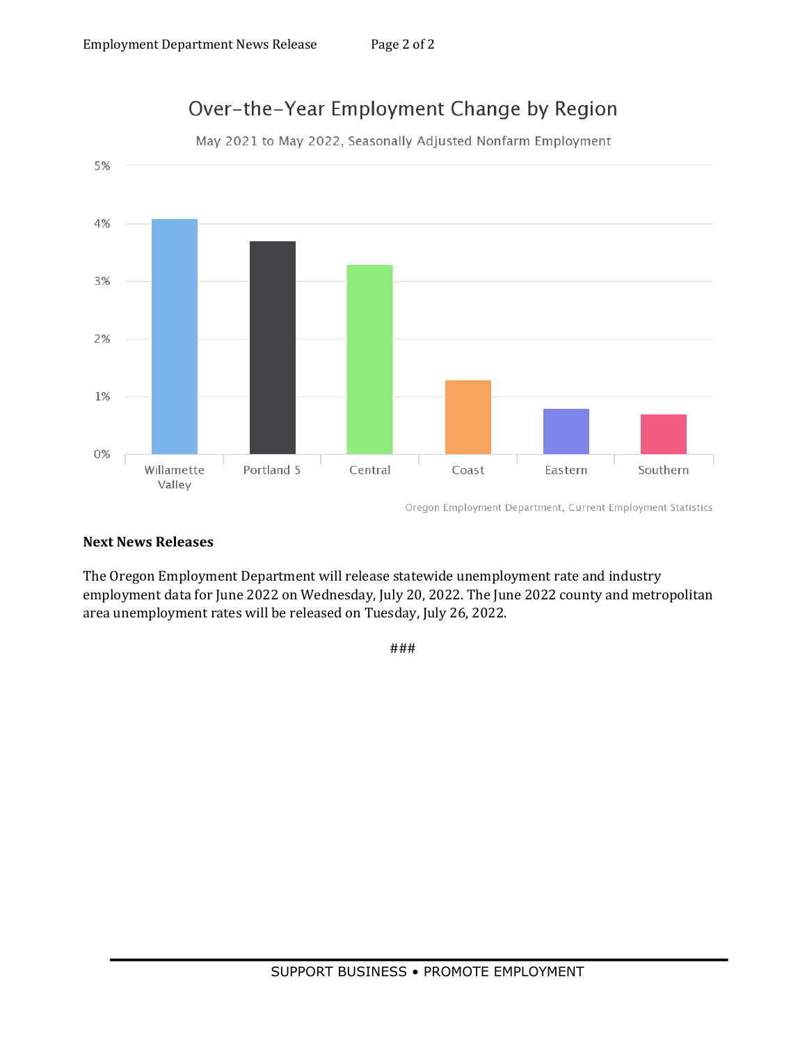Over-the-Year Employment Change by Region

May 2021 to May 2022, Seasonally Adjusted Nonfarm Employment

5%
4%
3%
2%
1%
0%

Willamette Valley
Portland 5
Central
Coast
Eastern
Southern

Oregon Employment Department, Current Employment Statistics

**Next News Releases**

The Oregon Employment Department will release statewide unemployment rate and industry employment data for June 2022 on Wednesday, July 20, 2022. The June 2022 county and metropolitan area unemployment rates will be released on Tuesday, July 26, 2022.

###

SUPPORT BUSINESS • PROMOTE EMPLOYMENT